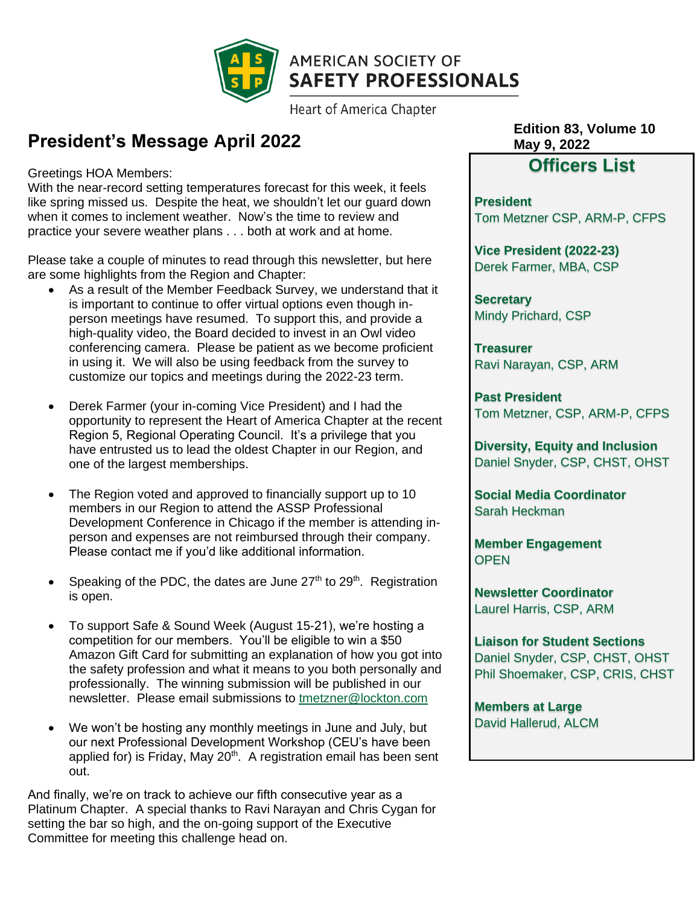AMERICAN SOCIETY OF
SAFETY PROFESSIONALS
Heart of America Chapter

# President's Message April 2022

**Edition 83, Volume 10**
**May 9, 2022**

Greetings HOA Members:
With the near-record setting temperatures forecast for this week, it feels like spring missed us. Despite the heat, we shouldn't let our guard down when it comes to inclement weather. Now's the time to review and practice your severe weather plans . . . both at work and at home.

Please take a couple of minutes to read through this newsletter, but here are some highlights from the Region and Chapter:

- As a result of the Member Feedback Survey, we understand that it is important to continue to offer virtual options even though in-person meetings have resumed. To support this, and provide a high-quality video, the Board decided to invest in an Owl video conferencing camera. Please be patient as we become proficient in using it. We will also be using feedback from the survey to customize our topics and meetings during the 2022-23 term.

- Derek Farmer (your in-coming Vice President) and I had the opportunity to represent the Heart of America Chapter at the recent Region 5, Regional Operating Council. It's a privilege that you have entrusted us to lead the oldest Chapter in our Region, and one of the largest memberships.

- The Region voted and approved to financially support up to 10 members in our Region to attend the ASSP Professional Development Conference in Chicago if the member is attending in-person and expenses are not reimbursed through their company. Please contact me if you'd like additional information.

- Speaking of the PDC, the dates are June 27th to 29th. Registration is open.

- To support Safe & Sound Week (August 15-21), we're hosting a competition for our members. You'll be eligible to win a $50 Amazon Gift Card for submitting an explanation of how you got into the safety profession and what it means to you both personally and professionally. The winning submission will be published in our newsletter. Please email submissions to tmetzner@lockton.com

- We won't be hosting any monthly meetings in June and July, but our next Professional Development Workshop (CEU's have been applied for) is Friday, May 20th. A registration email has been sent out.

And finally, we're on track to achieve our fifth consecutive year as a Platinum Chapter. A special thanks to Ravi Narayan and Chris Cygan for setting the bar so high, and the on-going support of the Executive Committee for meeting this challenge head on.

## Officers List

**President**
Tom Metzner CSP, ARM-P, CFPS

**Vice President (2022-23)**
Derek Farmer, MBA, CSP

**Secretary**
Mindy Prichard, CSP

**Treasurer**
Ravi Narayan, CSP, ARM

**Past President**
Tom Metzner, CSP, ARM-P, CFPS

**Diversity, Equity and Inclusion**
Daniel Snyder, CSP, CHST, OHST

**Social Media Coordinator**
Sarah Heckman

**Member Engagement**
OPEN

**Newsletter Coordinator**
Laurel Harris, CSP, ARM

**Liaison for Student Sections**
Daniel Snyder, CSP, CHST, OHST
Phil Shoemaker, CSP, CRIS, CHST

**Members at Large**
David Hallerud, ALCM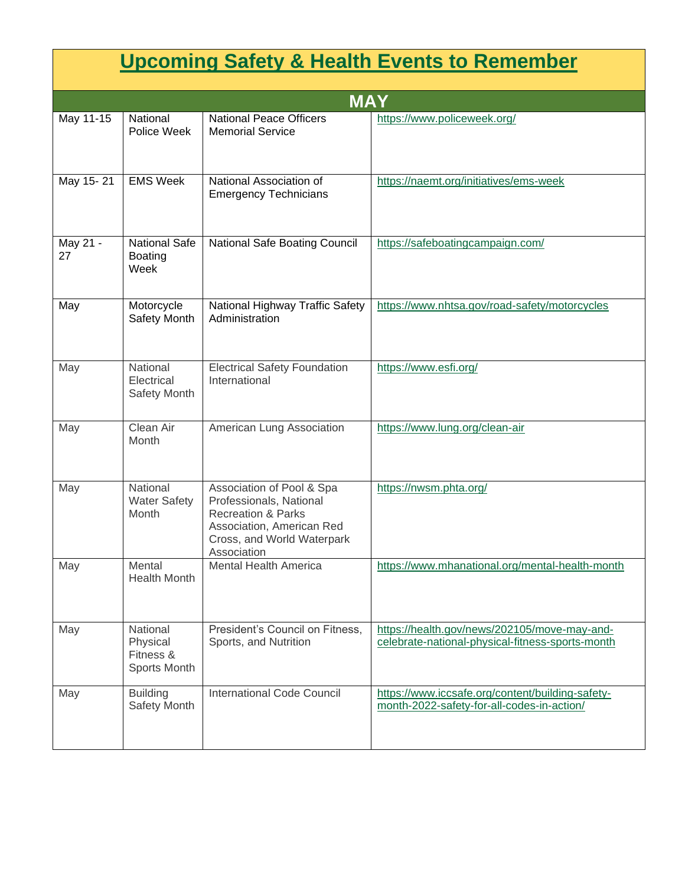# Upcoming Safety & Health Events to Remember

| MAY | | | |
|---|---|---|---|
| May 11-15 | National Police Week | National Peace Officers Memorial Service | https://www.policeweek.org/ |
| May 15- 21 | EMS Week | National Association of Emergency Technicians | https://naemt.org/initiatives/ems-week |
| May 21 - 27 | National Safe Boating Week | National Safe Boating Council | https://safeboatingcampaign.com/ |
| May | Motorcycle Safety Month | National Highway Traffic Safety Administration | https://www.nhtsa.gov/road-safety/motorcycles |
| May | National Electrical Safety Month | Electrical Safety Foundation International | https://www.esfi.org/ |
| May | Clean Air Month | American Lung Association | https://www.lung.org/clean-air |
| May | National Water Safety Month | Association of Pool & Spa Professionals, National Recreation & Parks Association, American Red Cross, and World Waterpark Association | https://nwsm.phta.org/ |
| May | Mental Health Month | Mental Health America | https://www.mhanational.org/mental-health-month |
| May | National Physical Fitness & Sports Month | President's Council on Fitness, Sports, and Nutrition | https://health.gov/news/202105/move-may-and-celebrate-national-physical-fitness-sports-month |
| May | Building Safety Month | International Code Council | https://www.iccsafe.org/content/building-safety-month-2022-safety-for-all-codes-in-action/ |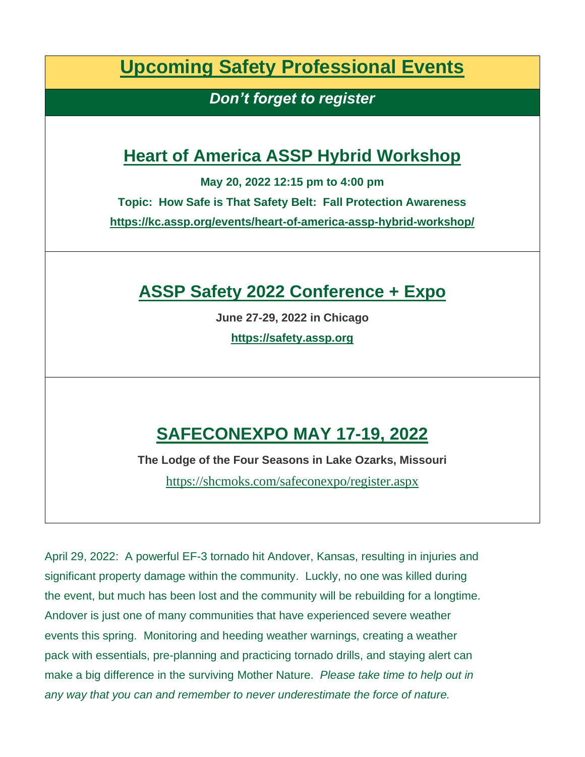# Upcoming Safety Professional Events

***Don't forget to register***

## Heart of America ASSP Hybrid Workshop

**May 20, 2022 12:15 pm to 4:00 pm**

**Topic: How Safe is That Safety Belt: Fall Protection Awareness**

**https://kc.assp.org/events/heart-of-america-assp-hybrid-workshop/**

## ASSP Safety 2022 Conference + Expo

**June 27-29, 2022 in Chicago**

**https://safety.assp.org**

## SAFECONEXPO MAY 17-19, 2022

**The Lodge of the Four Seasons in Lake Ozarks, Missouri**

https://shcmoks.com/safeconexpo/register.aspx

April 29, 2022: A powerful EF-3 tornado hit Andover, Kansas, resulting in injuries and significant property damage within the community. Luckly, no one was killed during the event, but much has been lost and the community will be rebuilding for a longtime. Andover is just one of many communities that have experienced severe weather events this spring. Monitoring and heeding weather warnings, creating a weather pack with essentials, pre-planning and practicing tornado drills, and staying alert can make a big difference in the surviving Mother Nature. *Please take time to help out in any way that you can and remember to never underestimate the force of nature.*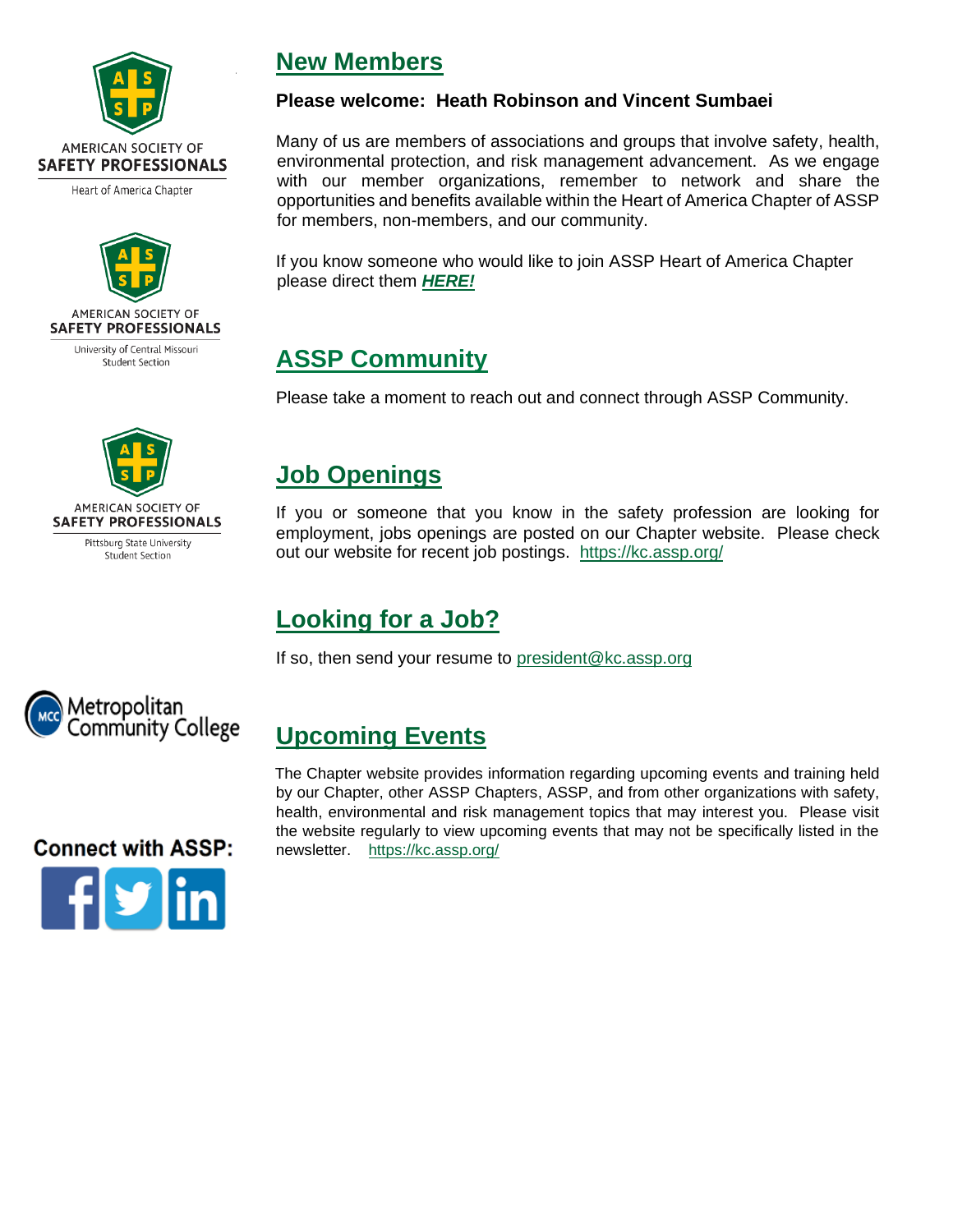AMERICAN SOCIETY OF SAFETY PROFESSIONALS

Heart of America Chapter

AMERICAN SOCIETY OF SAFETY PROFESSIONALS

University of Central Missouri Student Section

AMERICAN SOCIETY OF SAFETY PROFESSIONALS

Pittsburg State University Student Section

Metropolitan Community College

**Connect with ASSP:**

## New Members

**Please welcome: Heath Robinson and Vincent Sumbaei**

Many of us are members of associations and groups that involve safety, health, environmental protection, and risk management advancement. As we engage with our member organizations, remember to network and share the opportunities and benefits available within the Heart of America Chapter of ASSP for members, non-members, and our community.

If you know someone who would like to join ASSP Heart of America Chapter please direct them ***HERE!***

## ASSP Community

Please take a moment to reach out and connect through ASSP Community.

## Job Openings

If you or someone that you know in the safety profession are looking for employment, jobs openings are posted on our Chapter website. Please check out our website for recent job postings. https://kc.assp.org/

## Looking for a Job?

If so, then send your resume to president@kc.assp.org

## Upcoming Events

The Chapter website provides information regarding upcoming events and training held by our Chapter, other ASSP Chapters, ASSP, and from other organizations with safety, health, environmental and risk management topics that may interest you. Please visit the website regularly to view upcoming events that may not be specifically listed in the newsletter. https://kc.assp.org/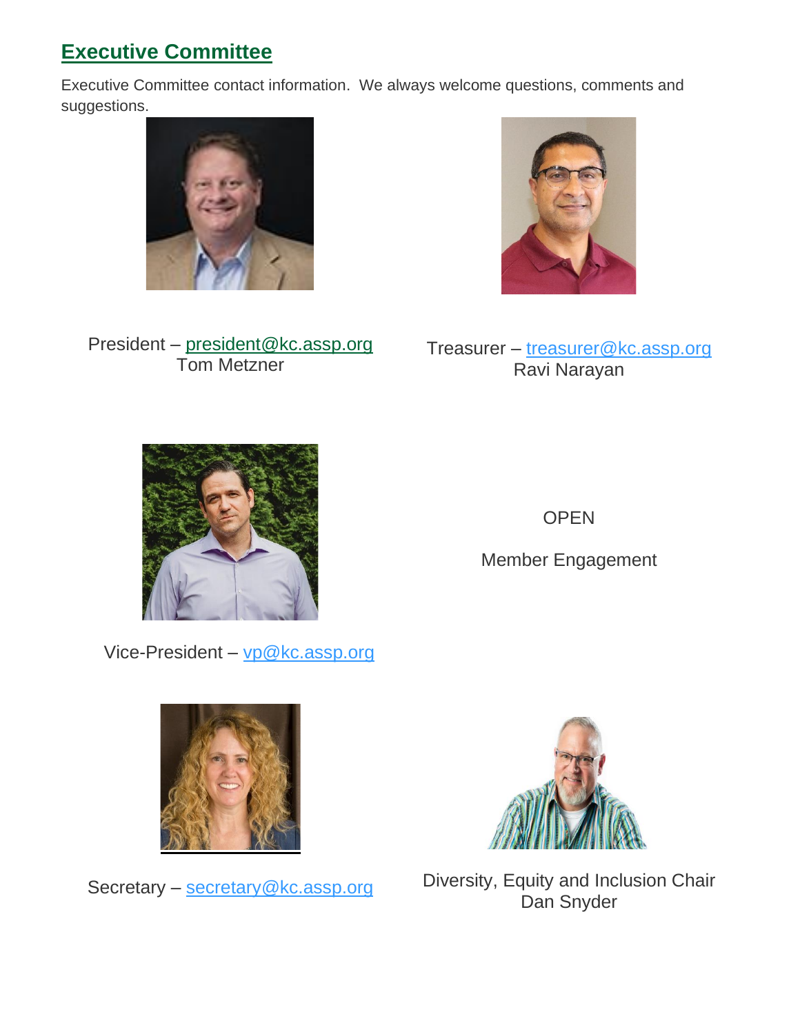## Executive Committee

Executive Committee contact information. We always welcome questions, comments and suggestions.

President – president@kc.assp.org
Tom Metzner

Treasurer – treasurer@kc.assp.org
Ravi Narayan

Vice-President – vp@kc.assp.org

OPEN

Member Engagement

Secretary – secretary@kc.assp.org

Diversity, Equity and Inclusion Chair
Dan Snyder